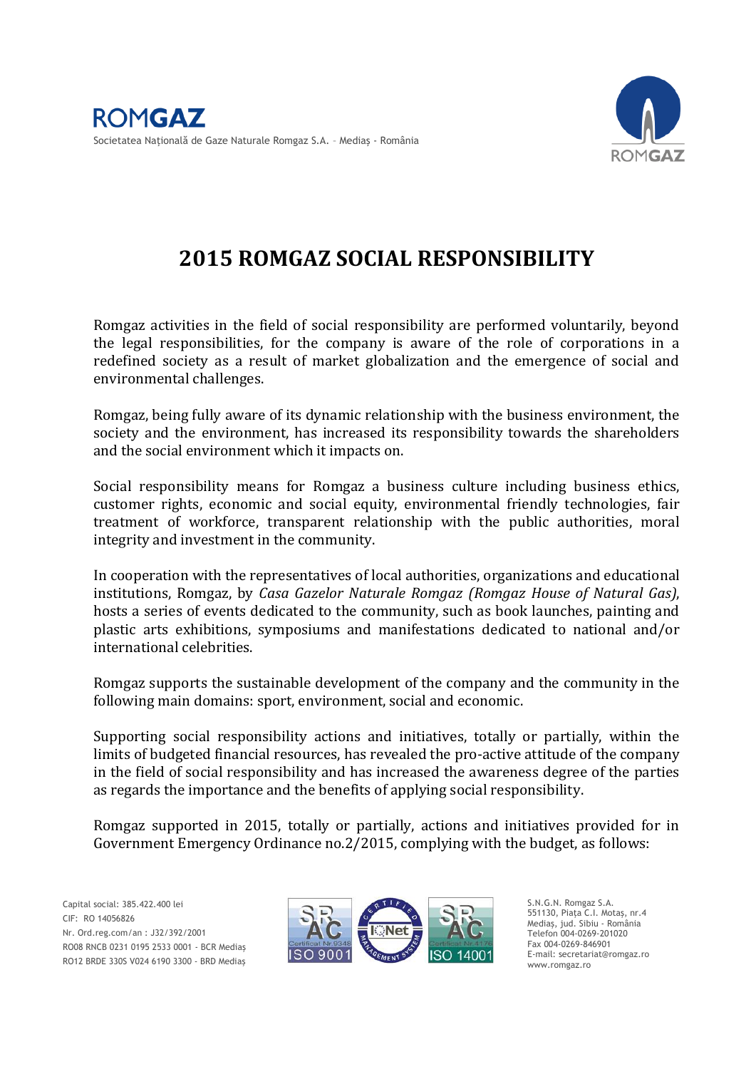# 2015 ROMGAZ SOCIAL RESPONSIBILITY

Romgaz activities in the field of social responsibility are performed voluntarily, beyond the legal responsibilities, for the company is aware of the role of corporations in a redefined society as a result of market globalization and the emergence of social and environmental challenges.

Romgaz, being fully aware of its dynamic relationship with the business environment, the society and the environment, has increased its responsibility towards the shareholders and the social environment which it impacts on.

Social responsibility means for Romgaz a business culture including business ethics, customer rights, economic and social equity, environmental friendly technologies, fair treatment of workforce, transparent relationship with the public authorities, moral integrity and investment in the community.

In cooperation with the representatives of local authorities, organizations and educational institutions, Romgaz, by *Casa Gazelor Naturale Romgaz (Romgaz House of Natural Gas)*, hosts a series of events dedicated to the community, such as book launches, painting and plastic arts exhibitions, symposiums and manifestations dedicated to national and/or international celebrities.

Romgaz supports the sustainable development of the company and the community in the following main domains: sport, environment, social and economic.

Supporting social responsibility actions and initiatives, totally or partially, within the limits of budgeted financial resources, has revealed the pro-active attitude of the company in the field of social responsibility and has increased the awareness degree of the parties as regards the importance and the benefits of applying social responsibility.

Romgaz supported in 2015, totally or partially, actions and initiatives provided for in Government Emergency Ordinance no.2/2015, complying with the budget, as follows: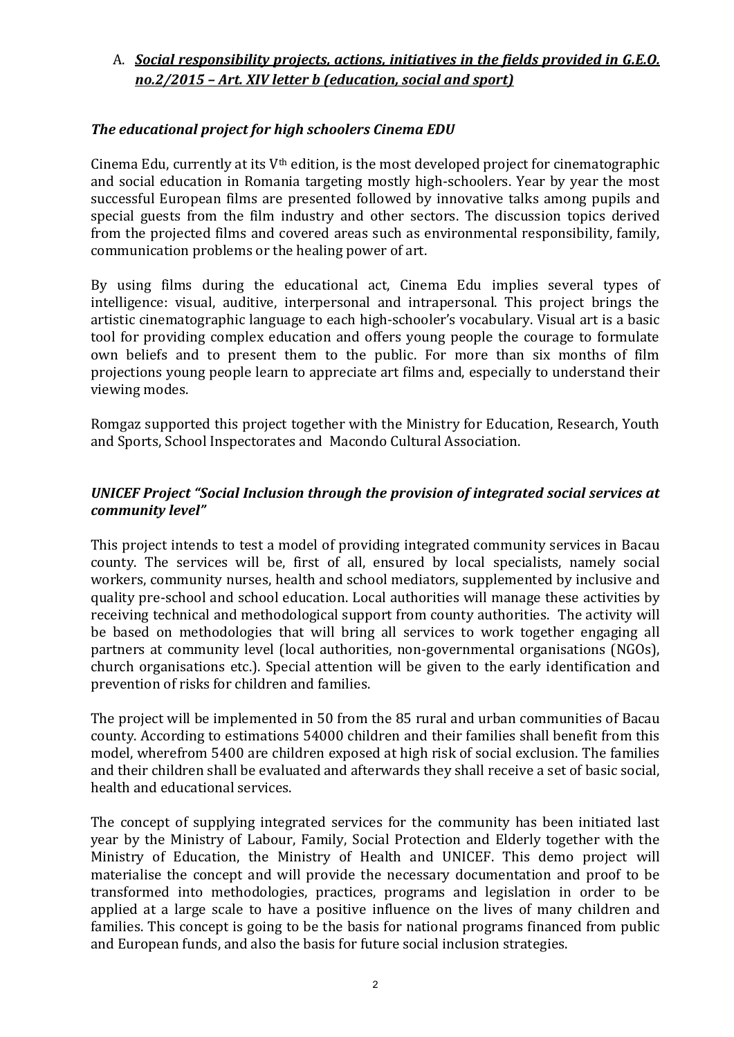A. ***Social responsibility projects, actions, initiatives in the fields provided in G.E.O. no.2/2015 – Art. XIV letter b (education, social and sport)***

***The educational project for high schoolers Cinema EDU***

Cinema Edu, currently at its $V^{th}$ edition, is the most developed project for cinematographic and social education in Romania targeting mostly high-schoolers. Year by year the most successful European films are presented followed by innovative talks among pupils and special guests from the film industry and other sectors. The discussion topics derived from the projected films and covered areas such as environmental responsibility, family, communication problems or the healing power of art.

By using films during the educational act, Cinema Edu implies several types of intelligence: visual, auditive, interpersonal and intrapersonal. This project brings the artistic cinematographic language to each high-schooler's vocabulary. Visual art is a basic tool for providing complex education and offers young people the courage to formulate own beliefs and to present them to the public. For more than six months of film projections young people learn to appreciate art films and, especially to understand their viewing modes.

Romgaz supported this project together with the Ministry for Education, Research, Youth and Sports, School Inspectorates and Macondo Cultural Association.

***UNICEF Project "Social Inclusion through the provision of integrated social services at community level"***

This project intends to test a model of providing integrated community services in Bacau county. The services will be, first of all, ensured by local specialists, namely social workers, community nurses, health and school mediators, supplemented by inclusive and quality pre-school and school education. Local authorities will manage these activities by receiving technical and methodological support from county authorities. The activity will be based on methodologies that will bring all services to work together engaging all partners at community level (local authorities, non-governmental organisations (NGOs), church organisations etc.). Special attention will be given to the early identification and prevention of risks for children and families.

The project will be implemented in 50 from the 85 rural and urban communities of Bacau county. According to estimations 54000 children and their families shall benefit from this model, wherefrom 5400 are children exposed at high risk of social exclusion. The families and their children shall be evaluated and afterwards they shall receive a set of basic social, health and educational services.

The concept of supplying integrated services for the community has been initiated last year by the Ministry of Labour, Family, Social Protection and Elderly together with the Ministry of Education, the Ministry of Health and UNICEF. This demo project will materialise the concept and will provide the necessary documentation and proof to be transformed into methodologies, practices, programs and legislation in order to be applied at a large scale to have a positive influence on the lives of many children and families. This concept is going to be the basis for national programs financed from public and European funds, and also the basis for future social inclusion strategies.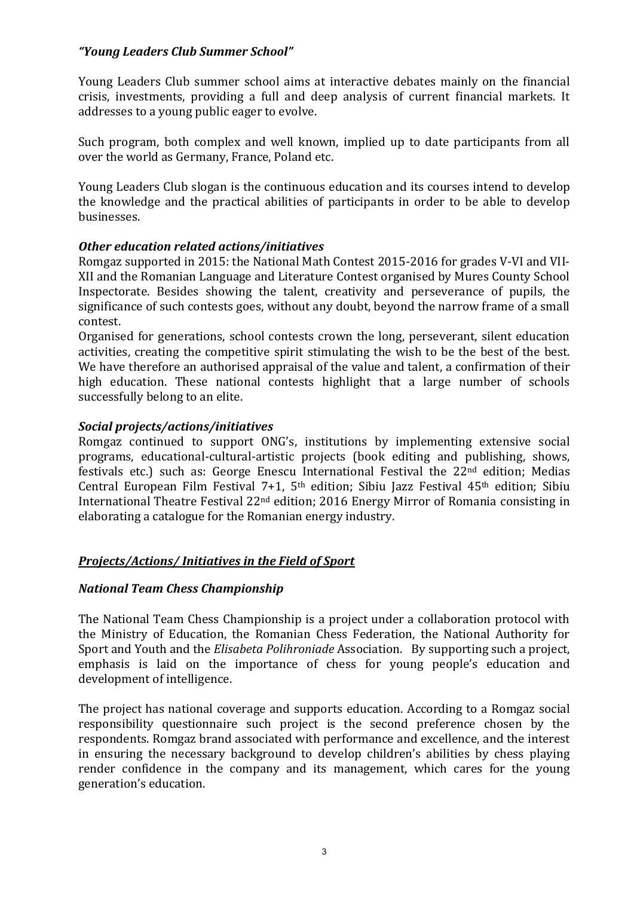*"Young Leaders Club Summer School"*

Young Leaders Club summer school aims at interactive debates mainly on the financial crisis, investments, providing a full and deep analysis of current financial markets. It addresses to a young public eager to evolve.

Such program, both complex and well known, implied up to date participants from all over the world as Germany, France, Poland etc.

Young Leaders Club slogan is the continuous education and its courses intend to develop the knowledge and the practical abilities of participants in order to be able to develop businesses.

***Other education related actions/initiatives***

Romgaz supported in 2015: the National Math Contest 2015-2016 for grades V-VI and VII-XII and the Romanian Language and Literature Contest organised by Mures County School Inspectorate. Besides showing the talent, creativity and perseverance of pupils, the significance of such contests goes, without any doubt, beyond the narrow frame of a small contest.

Organised for generations, school contests crown the long, perseverant, silent education activities, creating the competitive spirit stimulating the wish to be the best of the best. We have therefore an authorised appraisal of the value and talent, a confirmation of their high education. These national contests highlight that a large number of schools successfully belong to an elite.

***Social projects/actions/initiatives***

Romgaz continued to support ONG's, institutions by implementing extensive social programs, educational-cultural-artistic projects (book editing and publishing, shows, festivals etc.) such as: George Enescu International Festival the 22nd edition; Medias Central European Film Festival 7+1, 5th edition; Sibiu Jazz Festival 45th edition; Sibiu International Theatre Festival 22nd edition; 2016 Energy Mirror of Romania consisting in elaborating a catalogue for the Romanian energy industry.

***<u>Projects/Actions/ Initiatives in the Field of Sport</u>***

***National Team Chess Championship***

The National Team Chess Championship is a project under a collaboration protocol with the Ministry of Education, the Romanian Chess Federation, the National Authority for Sport and Youth and the *Elisabeta Polihroniade* Association. By supporting such a project, emphasis is laid on the importance of chess for young people's education and development of intelligence.

The project has national coverage and supports education. According to a Romgaz social responsibility questionnaire such project is the second preference chosen by the respondents. Romgaz brand associated with performance and excellence, and the interest in ensuring the necessary background to develop children's abilities by chess playing render confidence in the company and its management, which cares for the young generation's education.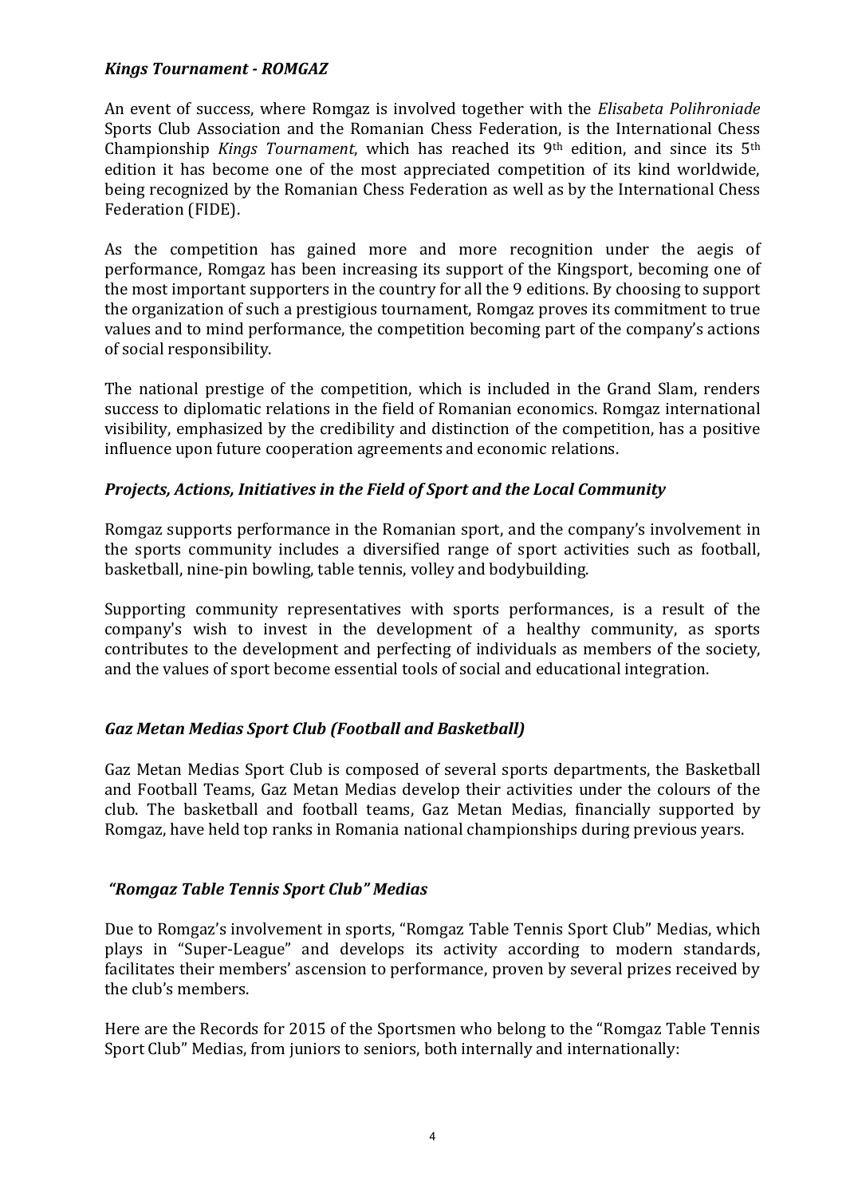*Kings Tournament - ROMGAZ*

An event of success, where Romgaz is involved together with the *Elisabeta Polihroniade* Sports Club Association and the Romanian Chess Federation, is the International Chess Championship *Kings Tournament*, which has reached its 9th edition, and since its 5th edition it has become one of the most appreciated competition of its kind worldwide, being recognized by the Romanian Chess Federation as well as by the International Chess Federation (FIDE).

As the competition has gained more and more recognition under the aegis of performance, Romgaz has been increasing its support of the Kingsport, becoming one of the most important supporters in the country for all the 9 editions. By choosing to support the organization of such a prestigious tournament, Romgaz proves its commitment to true values and to mind performance, the competition becoming part of the company's actions of social responsibility.

The national prestige of the competition, which is included in the Grand Slam, renders success to diplomatic relations in the field of Romanian economics. Romgaz international visibility, emphasized by the credibility and distinction of the competition, has a positive influence upon future cooperation agreements and economic relations.

*Projects, Actions, Initiatives in the Field of Sport and the Local Community*

Romgaz supports performance in the Romanian sport, and the company's involvement in the sports community includes a diversified range of sport activities such as football, basketball, nine-pin bowling, table tennis, volley and bodybuilding.

Supporting community representatives with sports performances, is a result of the company's wish to invest in the development of a healthy community, as sports contributes to the development and perfecting of individuals as members of the society, and the values of sport become essential tools of social and educational integration.

*Gaz Metan Medias Sport Club (Football and Basketball)*

Gaz Metan Medias Sport Club is composed of several sports departments, the Basketball and Football Teams, Gaz Metan Medias develop their activities under the colours of the club. The basketball and football teams, Gaz Metan Medias, financially supported by Romgaz, have held top ranks in Romania national championships during previous years.

*"Romgaz Table Tennis Sport Club" Medias*

Due to Romgaz's involvement in sports, "Romgaz Table Tennis Sport Club" Medias, which plays in "Super-League" and develops its activity according to modern standards, facilitates their members' ascension to performance, proven by several prizes received by the club's members.

Here are the Records for 2015 of the Sportsmen who belong to the "Romgaz Table Tennis Sport Club" Medias, from juniors to seniors, both internally and internationally: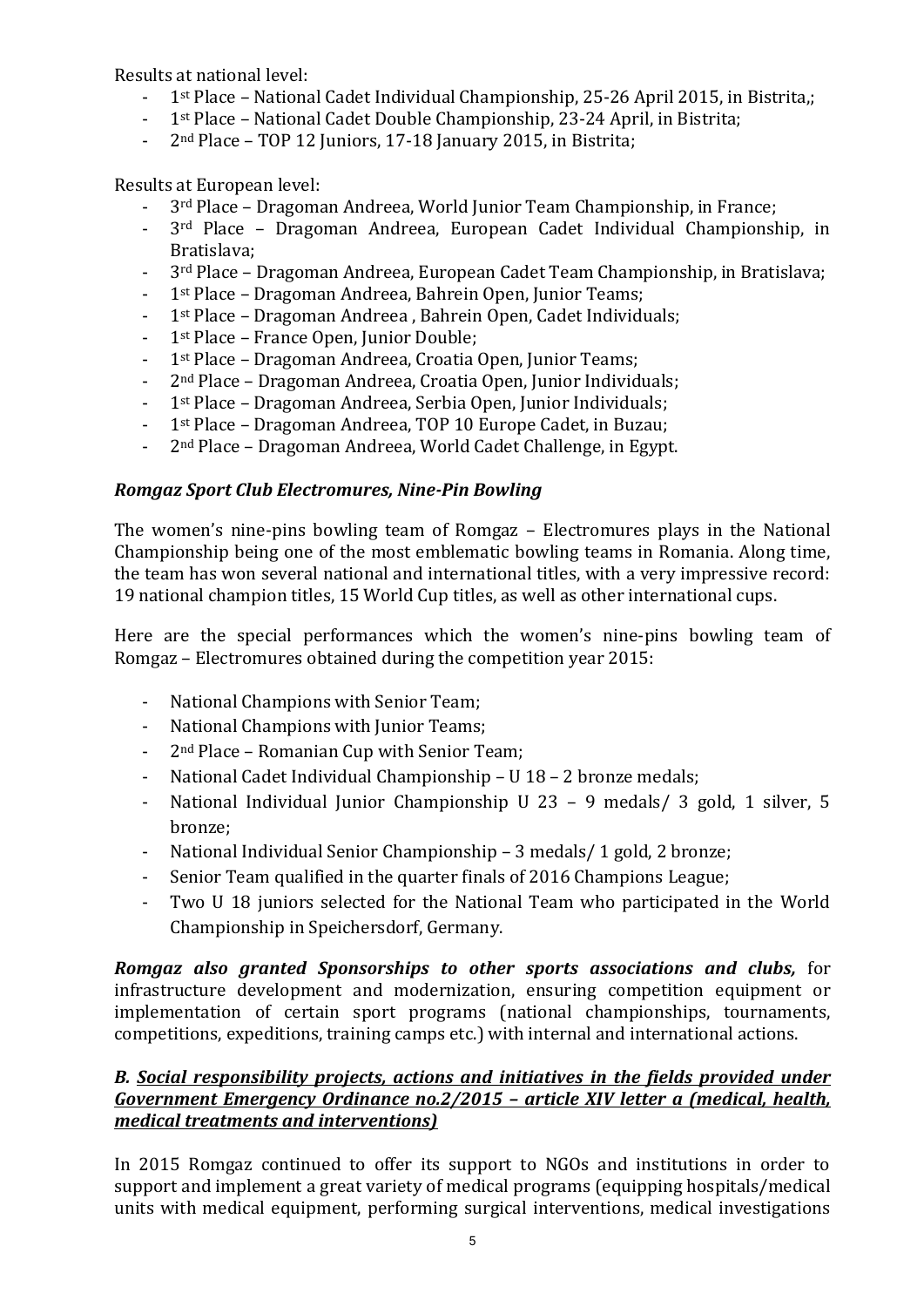Results at national level:

- 1st Place – National Cadet Individual Championship, 25-26 April 2015, in Bistrita,;
- 1st Place – National Cadet Double Championship, 23-24 April, in Bistrita;
- 2nd Place – TOP 12 Juniors, 17-18 January 2015, in Bistrita;

Results at European level:

- 3rd Place – Dragoman Andreea, World Junior Team Championship, in France;
- 3rd Place – Dragoman Andreea, European Cadet Individual Championship, in Bratislava;
- 3rd Place – Dragoman Andreea, European Cadet Team Championship, in Bratislava;
- 1st Place – Dragoman Andreea, Bahrein Open, Junior Teams;
- 1st Place – Dragoman Andreea , Bahrein Open, Cadet Individuals;
- 1st Place – France Open, Junior Double;
- 1st Place – Dragoman Andreea, Croatia Open, Junior Teams;
- 2nd Place – Dragoman Andreea, Croatia Open, Junior Individuals;
- 1st Place – Dragoman Andreea, Serbia Open, Junior Individuals;
- 1st Place – Dragoman Andreea, TOP 10 Europe Cadet, in Buzau;
- 2nd Place – Dragoman Andreea, World Cadet Challenge, in Egypt.

***Romgaz Sport Club Electromures, Nine-Pin Bowling***

The women's nine-pins bowling team of Romgaz – Electromures plays in the National Championship being one of the most emblematic bowling teams in Romania. Along time, the team has won several national and international titles, with a very impressive record: 19 national champion titles, 15 World Cup titles, as well as other international cups.

Here are the special performances which the women's nine-pins bowling team of Romgaz – Electromures obtained during the competition year 2015:

- National Champions with Senior Team;
- National Champions with Junior Teams;
- 2nd Place – Romanian Cup with Senior Team;
- National Cadet Individual Championship – U 18 – 2 bronze medals;
- National Individual Junior Championship U 23 – 9 medals/ 3 gold, 1 silver, 5 bronze;
- National Individual Senior Championship – 3 medals/ 1 gold, 2 bronze;
- Senior Team qualified in the quarter finals of 2016 Champions League;
- Two U 18 juniors selected for the National Team who participated in the World Championship in Speichersdorf, Germany.

***Romgaz also granted Sponsorships to other sports associations and clubs,*** for infrastructure development and modernization, ensuring competition equipment or implementation of certain sport programs (national championships, tournaments, competitions, expeditions, training camps etc.) with internal and international actions.

***B. <u>Social responsibility projects, actions and initiatives in the fields provided under Government Emergency Ordinance no.2/2015 – article XIV letter a (medical, health, medical treatments and interventions)</u>***

In 2015 Romgaz continued to offer its support to NGOs and institutions in order to support and implement a great variety of medical programs (equipping hospitals/medical units with medical equipment, performing surgical interventions, medical investigations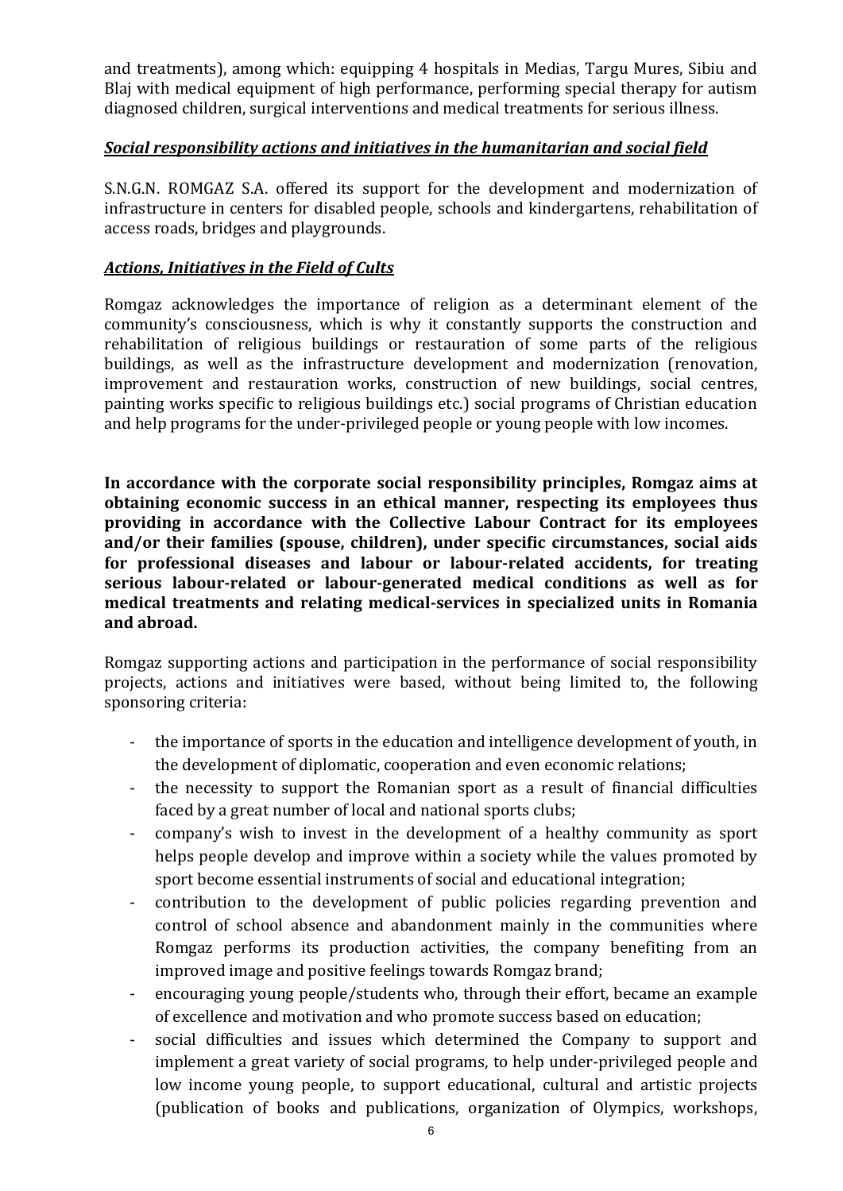and treatments), among which: equipping 4 hospitals in Medias, Targu Mures, Sibiu and Blaj with medical equipment of high performance, performing special therapy for autism diagnosed children, surgical interventions and medical treatments for serious illness.

***Social responsibility actions and initiatives in the humanitarian and social field***

S.N.G.N. ROMGAZ S.A. offered its support for the development and modernization of infrastructure in centers for disabled people, schools and kindergartens, rehabilitation of access roads, bridges and playgrounds.

***Actions, Initiatives in the Field of Cults***

Romgaz acknowledges the importance of religion as a determinant element of the community's consciousness, which is why it constantly supports the construction and rehabilitation of religious buildings or restauration of some parts of the religious buildings, as well as the infrastructure development and modernization (renovation, improvement and restauration works, construction of new buildings, social centres, painting works specific to religious buildings etc.) social programs of Christian education and help programs for the under-privileged people or young people with low incomes.

**In accordance with the corporate social responsibility principles, Romgaz aims at obtaining economic success in an ethical manner, respecting its employees thus providing in accordance with the Collective Labour Contract for its employees and/or their families (spouse, children), under specific circumstances, social aids for professional diseases and labour or labour-related accidents, for treating serious labour-related or labour-generated medical conditions as well as for medical treatments and relating medical-services in specialized units in Romania and abroad.**

Romgaz supporting actions and participation in the performance of social responsibility projects, actions and initiatives were based, without being limited to, the following sponsoring criteria:

- the importance of sports in the education and intelligence development of youth, in the development of diplomatic, cooperation and even economic relations;
- the necessity to support the Romanian sport as a result of financial difficulties faced by a great number of local and national sports clubs;
- company's wish to invest in the development of a healthy community as sport helps people develop and improve within a society while the values promoted by sport become essential instruments of social and educational integration;
- contribution to the development of public policies regarding prevention and control of school absence and abandonment mainly in the communities where Romgaz performs its production activities, the company benefiting from an improved image and positive feelings towards Romgaz brand;
- encouraging young people/students who, through their effort, became an example of excellence and motivation and who promote success based on education;
- social difficulties and issues which determined the Company to support and implement a great variety of social programs, to help under-privileged people and low income young people, to support educational, cultural and artistic projects (publication of books and publications, organization of Olympics, workshops,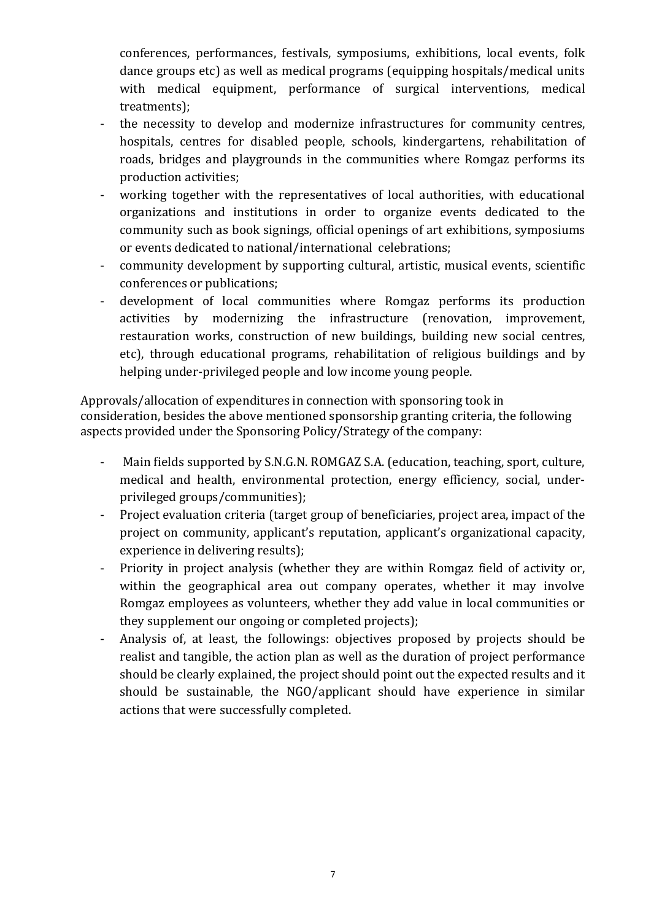conferences, performances, festivals, symposiums, exhibitions, local events, folk dance groups etc) as well as medical programs (equipping hospitals/medical units with medical equipment, performance of surgical interventions, medical treatments);

- the necessity to develop and modernize infrastructures for community centres, hospitals, centres for disabled people, schools, kindergartens, rehabilitation of roads, bridges and playgrounds in the communities where Romgaz performs its production activities;
- working together with the representatives of local authorities, with educational organizations and institutions in order to organize events dedicated to the community such as book signings, official openings of art exhibitions, symposiums or events dedicated to national/international celebrations;
- community development by supporting cultural, artistic, musical events, scientific conferences or publications;
- development of local communities where Romgaz performs its production activities by modernizing the infrastructure (renovation, improvement, restauration works, construction of new buildings, building new social centres, etc), through educational programs, rehabilitation of religious buildings and by helping under-privileged people and low income young people.

Approvals/allocation of expenditures in connection with sponsoring took in consideration, besides the above mentioned sponsorship granting criteria, the following aspects provided under the Sponsoring Policy/Strategy of the company:

- Main fields supported by S.N.G.N. ROMGAZ S.A. (education, teaching, sport, culture, medical and health, environmental protection, energy efficiency, social, under-privileged groups/communities);
- Project evaluation criteria (target group of beneficiaries, project area, impact of the project on community, applicant's reputation, applicant's organizational capacity, experience in delivering results);
- Priority in project analysis (whether they are within Romgaz field of activity or, within the geographical area out company operates, whether it may involve Romgaz employees as volunteers, whether they add value in local communities or they supplement our ongoing or completed projects);
- Analysis of, at least, the followings: objectives proposed by projects should be realist and tangible, the action plan as well as the duration of project performance should be clearly explained, the project should point out the expected results and it should be sustainable, the NGO/applicant should have experience in similar actions that were successfully completed.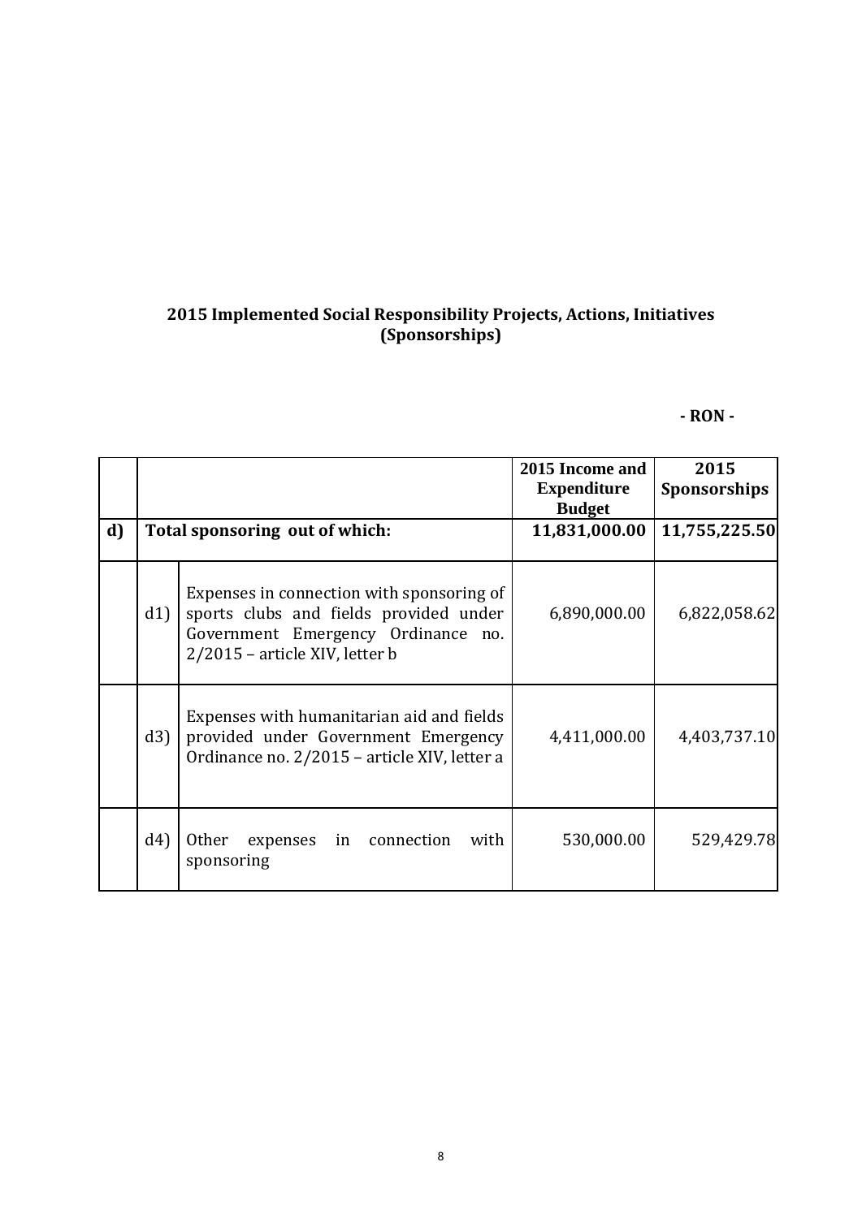## 2015 Implemented Social Responsibility Projects, Actions, Initiatives (Sponsorships)

**- RON -**

| | | | 2015 Income and Expenditure Budget | 2015 Sponsorships |
|---|---|---|---|---|
| **d)** | **Total sponsoring out of which:** | | **11,831,000.00** | **11,755,225.50** |
| | d1) | Expenses in connection with sponsoring of sports clubs and fields provided under Government Emergency Ordinance no. 2/2015 – article XIV, letter b | 6,890,000.00 | 6,822,058.62 |
| | d3) | Expenses with humanitarian aid and fields provided under Government Emergency Ordinance no. 2/2015 – article XIV, letter a | 4,411,000.00 | 4,403,737.10 |
| | d4) | Other expenses in connection with sponsoring | 530,000.00 | 529,429.78 |